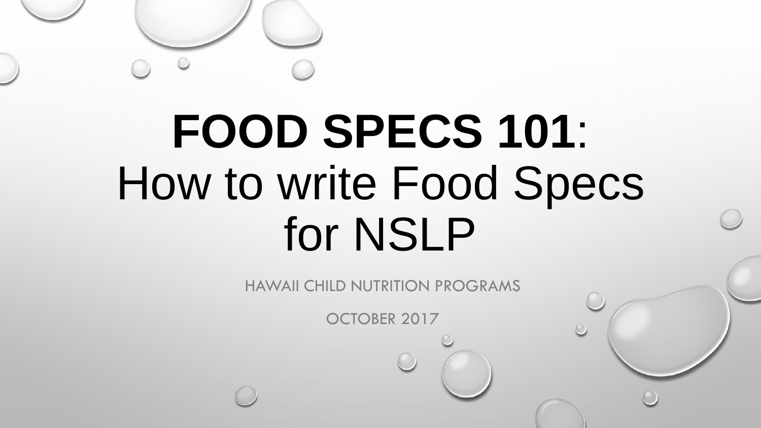# **FOOD SPECS 101**: How to write Food Specs for NSLP

HAWAII CHILD NUTRITION PROGRAMS

OCTOBER 2017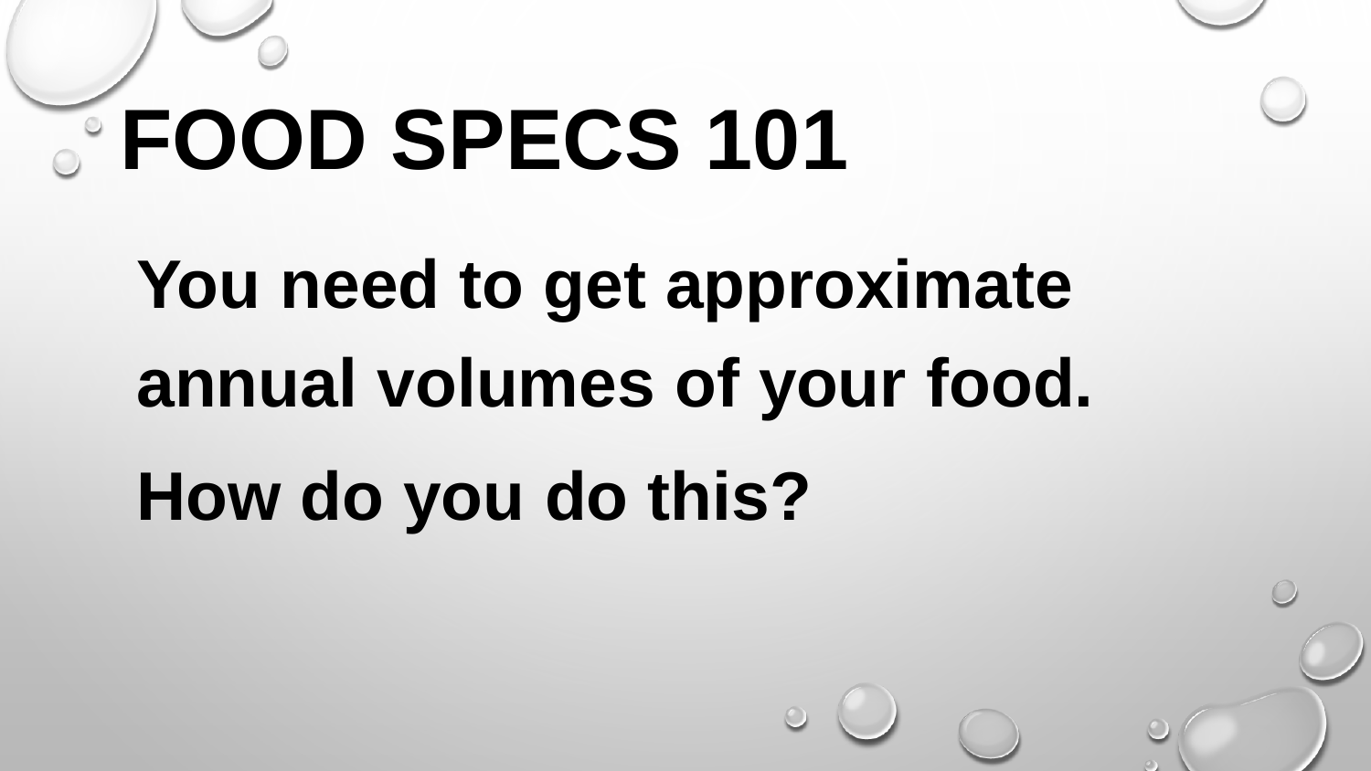# FOOD SPECS 101

You need to get approximate annual volumes of your food.

How do you do this?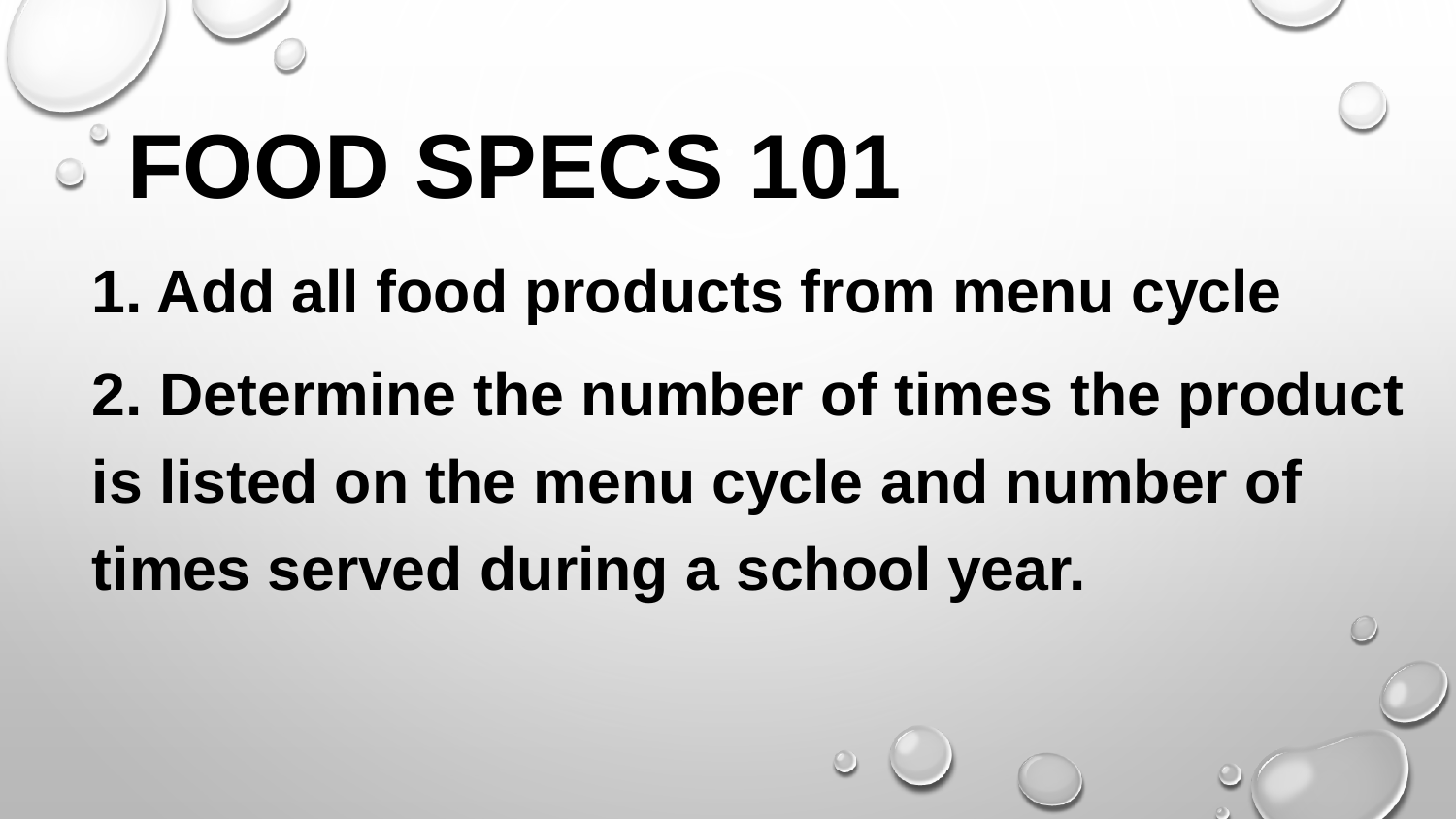# FOOD SPECS 101

1. Add all food products from menu cycle
2. Determine the number of times the product is listed on the menu cycle and number of times served during a school year.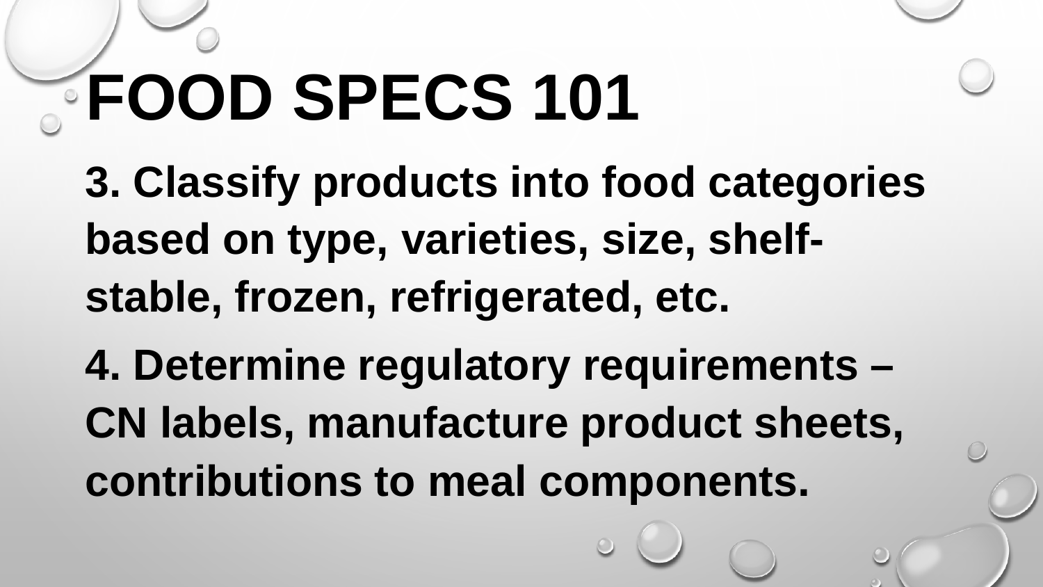# FOOD SPECS 101

**3. Classify products into food categories based on type, varieties, size, shelf-stable, frozen, refrigerated, etc.**

**4. Determine regulatory requirements – CN labels, manufacture product sheets, contributions to meal components.**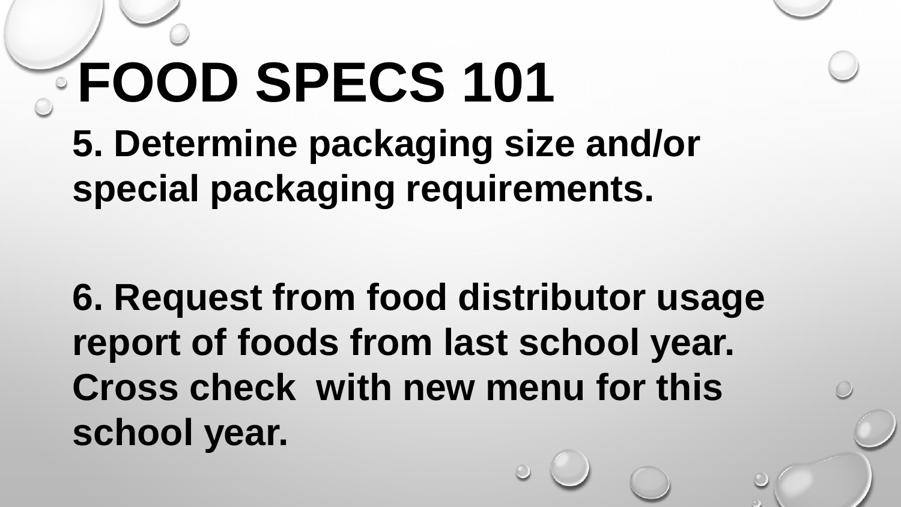# FOOD SPECS 101

**5. Determine packaging size and/or special packaging requirements.**

**6. Request from food distributor usage report of foods from last school year. Cross check with new menu for this school year.**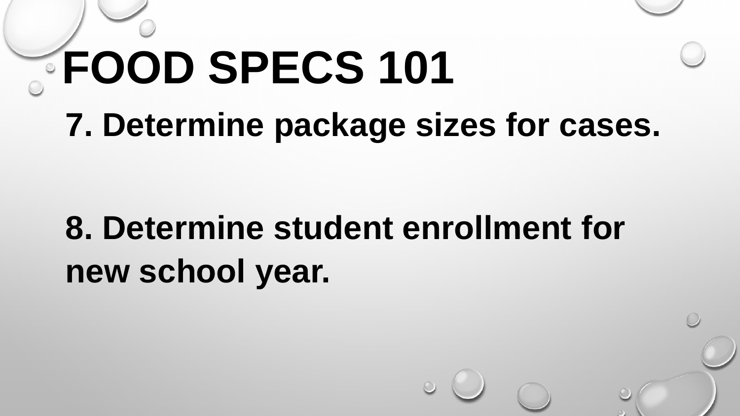# FOOD SPECS 101

7. Determine package sizes for cases.

8. Determine student enrollment for new school year.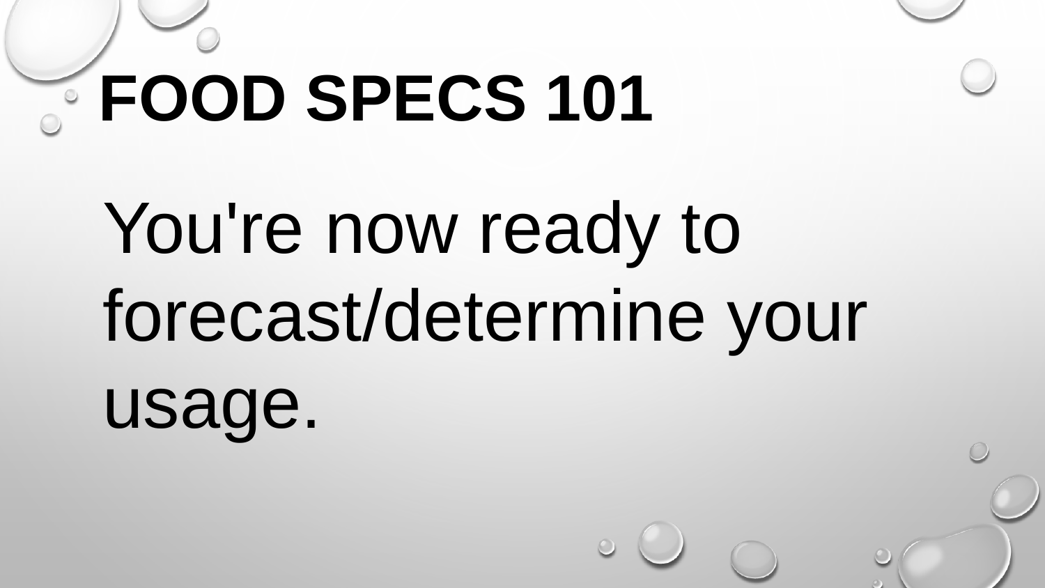# FOOD SPECS 101

You're now ready to forecast/determine your usage.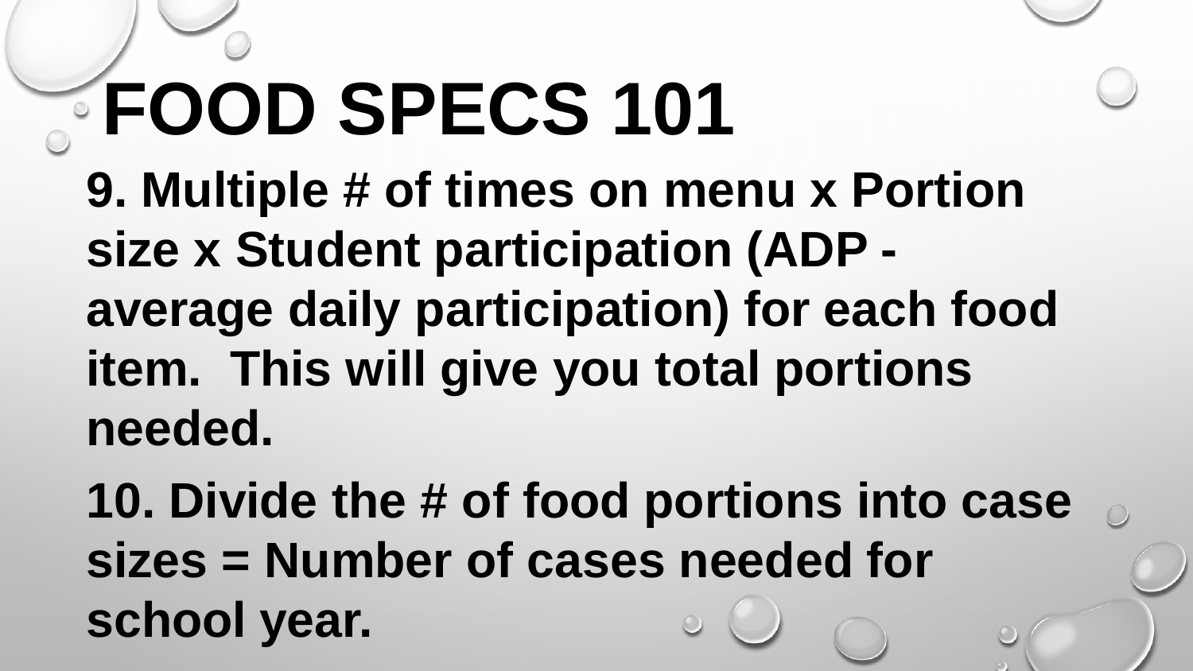# FOOD SPECS 101

**9. Multiple # of times on menu x Portion size x Student participation (ADP - average daily participation) for each food item. This will give you total portions needed.**

**10. Divide the # of food portions into case sizes = Number of cases needed for school year.**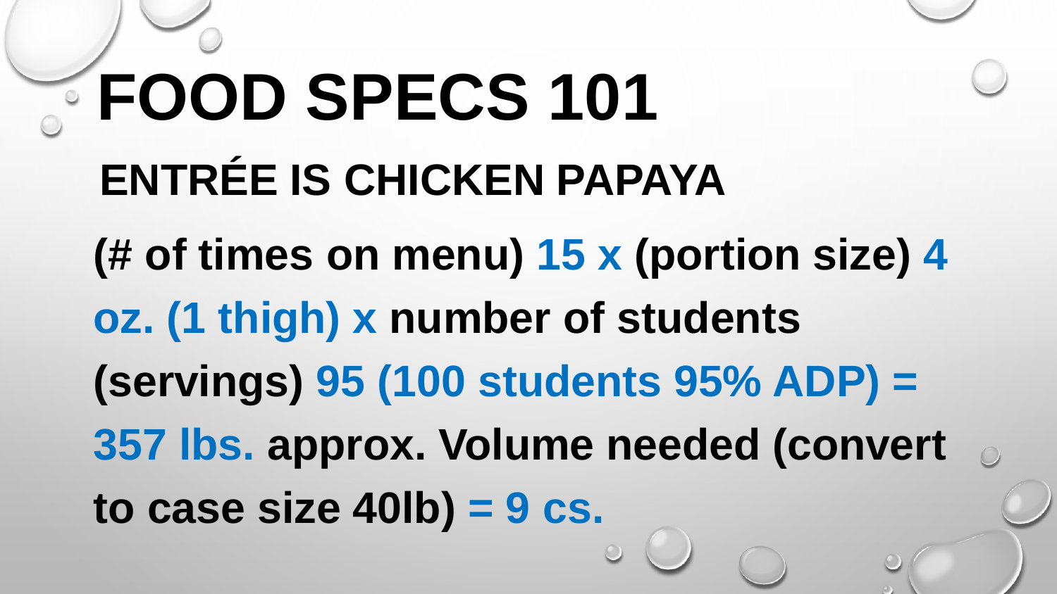# FOOD SPECS 101

## ENTRÉE IS CHICKEN PAPAYA

**(# of times on menu) 15 x (portion size) 4 oz. (1 thigh) x number of students (servings) 95 (100 students 95% ADP) = 357 lbs. approx. Volume needed (convert to case size 40lb) = 9 cs.**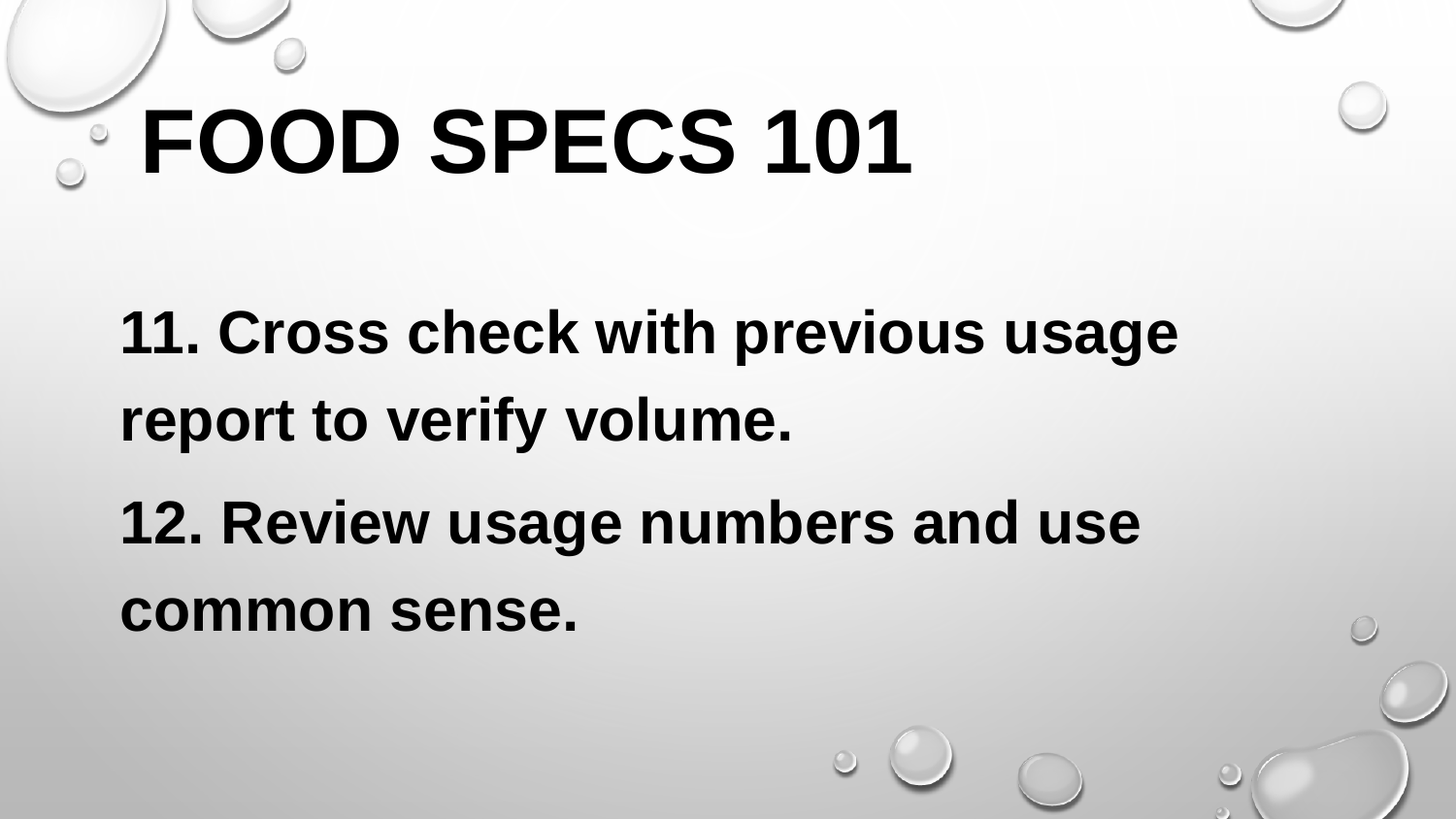# FOOD SPECS 101

**11. Cross check with previous usage report to verify volume.**

**12. Review usage numbers and use common sense.**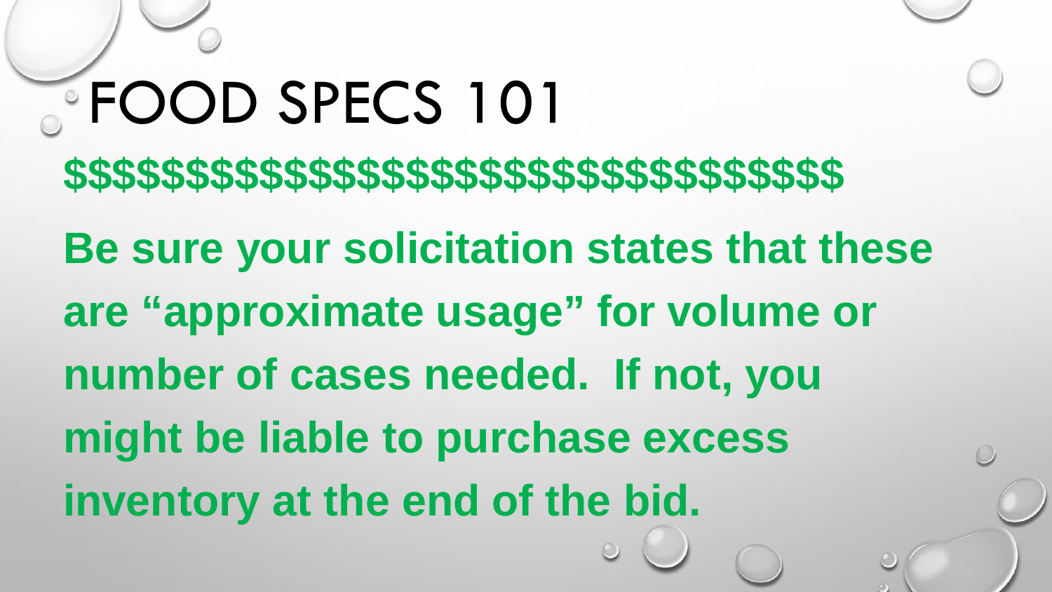# FOOD SPECS 101

**$$$$$$$$$$$$$$$$$$$$$$$$$$$$$$$$**

**Be sure your solicitation states that these are "approximate usage" for volume or number of cases needed. If not, you might be liable to purchase excess inventory at the end of the bid.**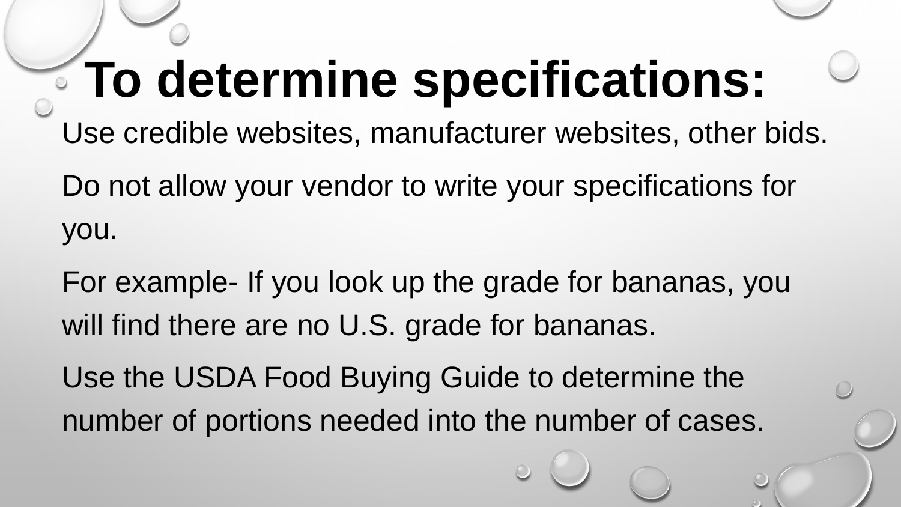# To determine specifications:

Use credible websites, manufacturer websites, other bids.

Do not allow your vendor to write your specifications for you.

For example- If you look up the grade for bananas, you will find there are no U.S. grade for bananas.

Use the USDA Food Buying Guide to determine the number of portions needed into the number of cases.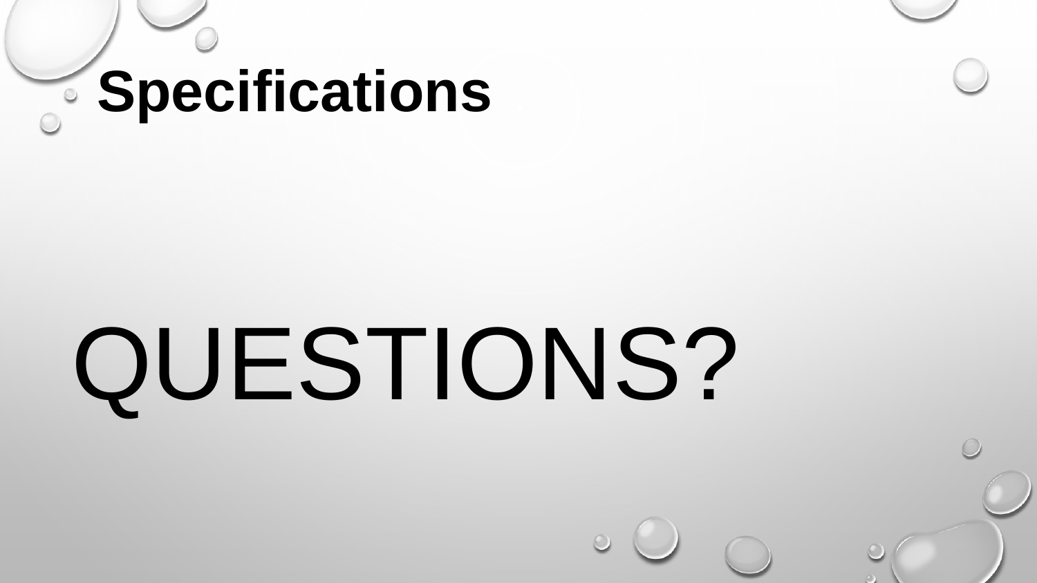# Specifications

QUESTIONS?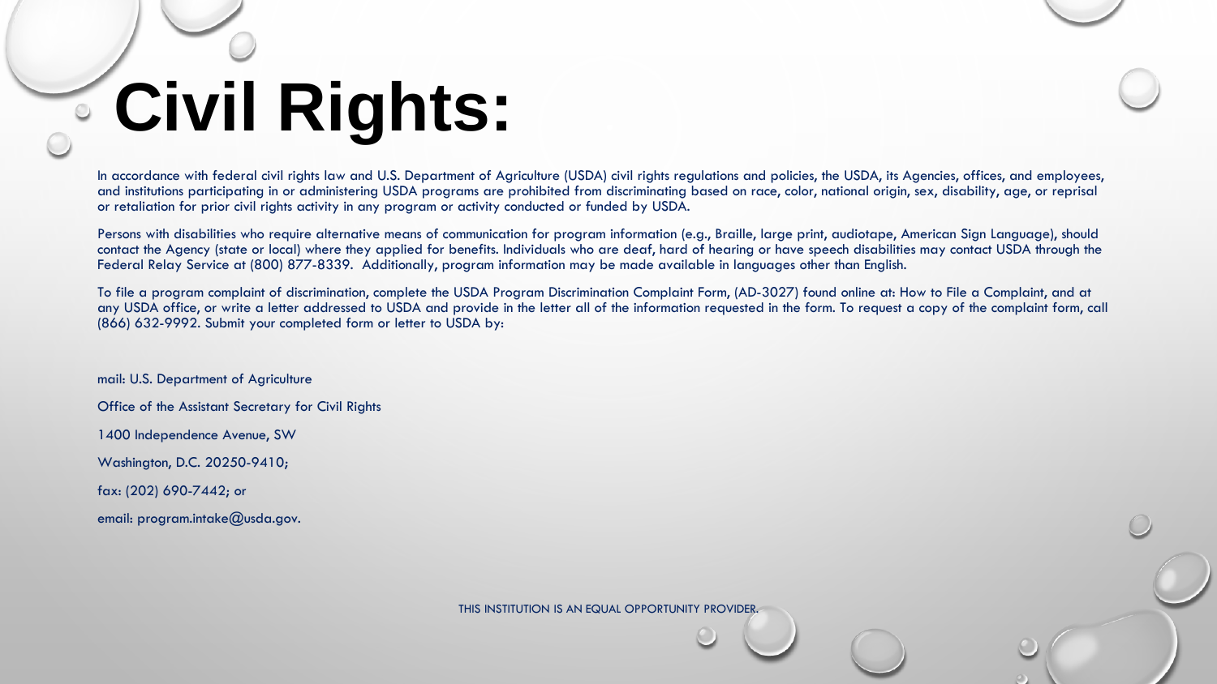# Civil Rights:

In accordance with federal civil rights law and U.S. Department of Agriculture (USDA) civil rights regulations and policies, the USDA, its Agencies, offices, and employees, and institutions participating in or administering USDA programs are prohibited from discriminating based on race, color, national origin, sex, disability, age, or reprisal or retaliation for prior civil rights activity in any program or activity conducted or funded by USDA.

Persons with disabilities who require alternative means of communication for program information (e.g., Braille, large print, audiotape, American Sign Language), should contact the Agency (state or local) where they applied for benefits. Individuals who are deaf, hard of hearing or have speech disabilities may contact USDA through the Federal Relay Service at (800) 877-8339. Additionally, program information may be made available in languages other than English.

To file a program complaint of discrimination, complete the USDA Program Discrimination Complaint Form, (AD-3027) found online at: How to File a Complaint, and at any USDA office, or write a letter addressed to USDA and provide in the letter all of the information requested in the form. To request a copy of the complaint form, call (866) 632-9992. Submit your completed form or letter to USDA by:

mail: U.S. Department of Agriculture

Office of the Assistant Secretary for Civil Rights

1400 Independence Avenue, SW

Washington, D.C. 20250-9410;

fax: (202) 690-7442; or

email: program.intake@usda.gov.

THIS INSTITUTION IS AN EQUAL OPPORTUNITY PROVIDER.